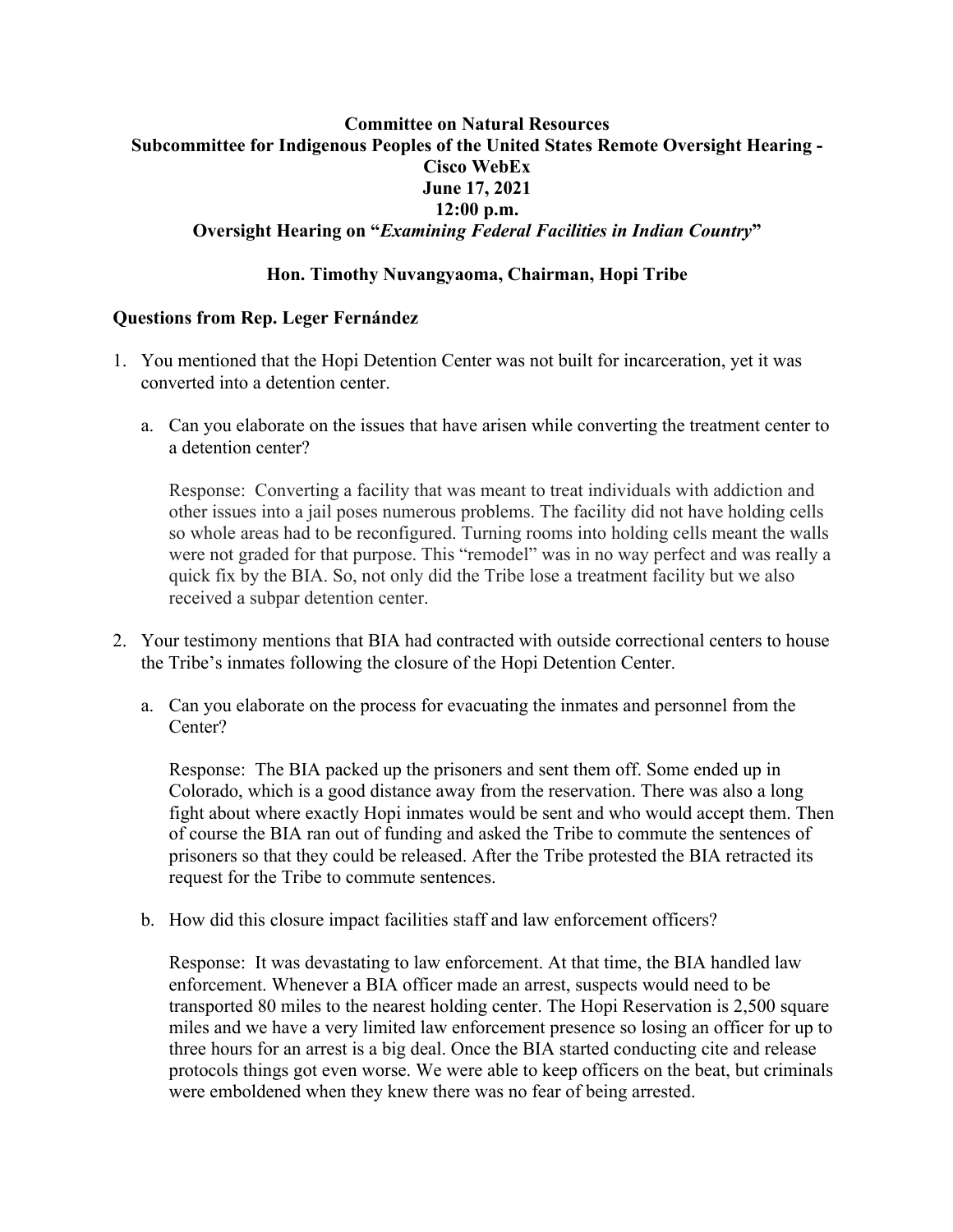**Committee on Natural Resources**
**Subcommittee for Indigenous Peoples of the United States Remote Oversight Hearing - Cisco WebEx**
**June 17, 2021**
**12:00 p.m.**
**Oversight Hearing on "*Examining Federal Facilities in Indian Country*"**

**Hon. Timothy Nuvangyaoma, Chairman, Hopi Tribe**

**Questions from Rep. Leger Fernández**

1. You mentioned that the Hopi Detention Center was not built for incarceration, yet it was converted into a detention center.

   a. Can you elaborate on the issues that have arisen while converting the treatment center to a detention center?

      Response: Converting a facility that was meant to treat individuals with addiction and other issues into a jail poses numerous problems. The facility did not have holding cells so whole areas had to be reconfigured. Turning rooms into holding cells meant the walls were not graded for that purpose. This "remodel" was in no way perfect and was really a quick fix by the BIA. So, not only did the Tribe lose a treatment facility but we also received a subpar detention center.

2. Your testimony mentions that BIA had contracted with outside correctional centers to house the Tribe's inmates following the closure of the Hopi Detention Center.

   a. Can you elaborate on the process for evacuating the inmates and personnel from the Center?

      Response: The BIA packed up the prisoners and sent them off. Some ended up in Colorado, which is a good distance away from the reservation. There was also a long fight about where exactly Hopi inmates would be sent and who would accept them. Then of course the BIA ran out of funding and asked the Tribe to commute the sentences of prisoners so that they could be released. After the Tribe protested the BIA retracted its request for the Tribe to commute sentences.

   b. How did this closure impact facilities staff and law enforcement officers?

      Response: It was devastating to law enforcement. At that time, the BIA handled law enforcement. Whenever a BIA officer made an arrest, suspects would need to be transported 80 miles to the nearest holding center. The Hopi Reservation is 2,500 square miles and we have a very limited law enforcement presence so losing an officer for up to three hours for an arrest is a big deal. Once the BIA started conducting cite and release protocols things got even worse. We were able to keep officers on the beat, but criminals were emboldened when they knew there was no fear of being arrested.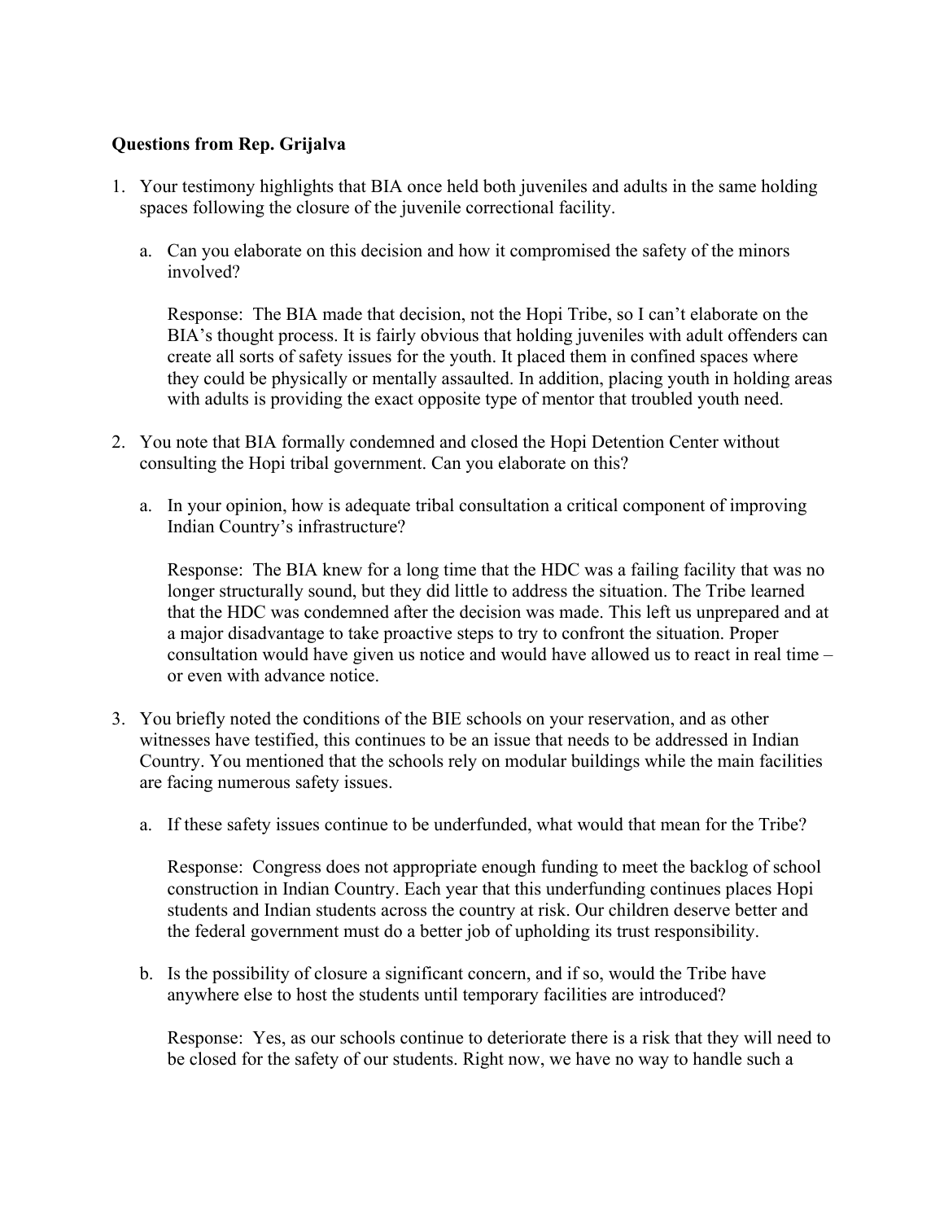**Questions from Rep. Grijalva**

1. Your testimony highlights that BIA once held both juveniles and adults in the same holding spaces following the closure of the juvenile correctional facility.

   a. Can you elaborate on this decision and how it compromised the safety of the minors involved?

      Response: The BIA made that decision, not the Hopi Tribe, so I can't elaborate on the BIA's thought process. It is fairly obvious that holding juveniles with adult offenders can create all sorts of safety issues for the youth. It placed them in confined spaces where they could be physically or mentally assaulted. In addition, placing youth in holding areas with adults is providing the exact opposite type of mentor that troubled youth need.

2. You note that BIA formally condemned and closed the Hopi Detention Center without consulting the Hopi tribal government. Can you elaborate on this?

   a. In your opinion, how is adequate tribal consultation a critical component of improving Indian Country's infrastructure?

      Response: The BIA knew for a long time that the HDC was a failing facility that was no longer structurally sound, but they did little to address the situation. The Tribe learned that the HDC was condemned after the decision was made. This left us unprepared and at a major disadvantage to take proactive steps to try to confront the situation. Proper consultation would have given us notice and would have allowed us to react in real time – or even with advance notice.

3. You briefly noted the conditions of the BIE schools on your reservation, and as other witnesses have testified, this continues to be an issue that needs to be addressed in Indian Country. You mentioned that the schools rely on modular buildings while the main facilities are facing numerous safety issues.

   a. If these safety issues continue to be underfunded, what would that mean for the Tribe?

      Response: Congress does not appropriate enough funding to meet the backlog of school construction in Indian Country. Each year that this underfunding continues places Hopi students and Indian students across the country at risk. Our children deserve better and the federal government must do a better job of upholding its trust responsibility.

   b. Is the possibility of closure a significant concern, and if so, would the Tribe have anywhere else to host the students until temporary facilities are introduced?

      Response: Yes, as our schools continue to deteriorate there is a risk that they will need to be closed for the safety of our students. Right now, we have no way to handle such a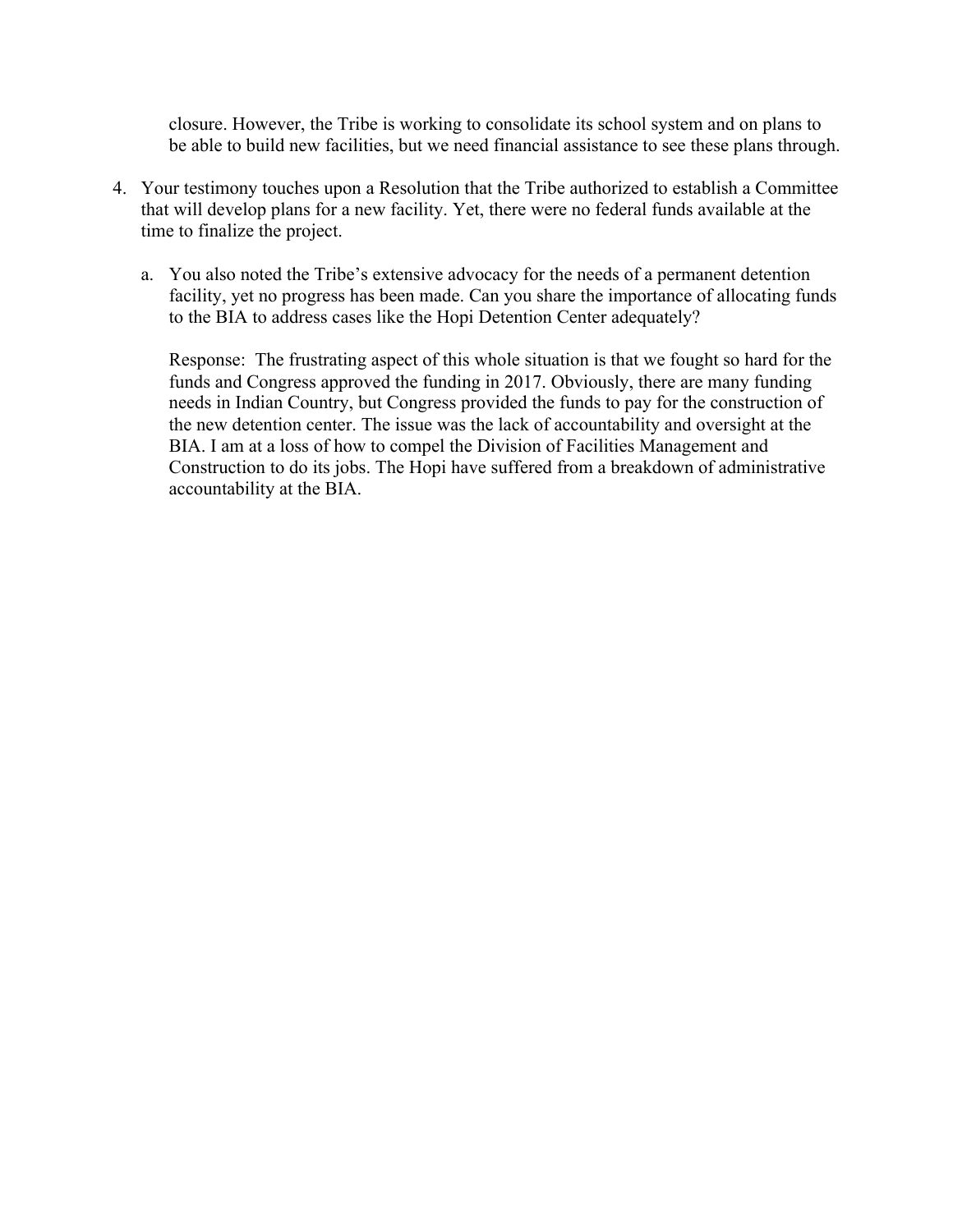closure. However, the Tribe is working to consolidate its school system and on plans to be able to build new facilities, but we need financial assistance to see these plans through.

4. Your testimony touches upon a Resolution that the Tribe authorized to establish a Committee that will develop plans for a new facility. Yet, there were no federal funds available at the time to finalize the project.

   a. You also noted the Tribe's extensive advocacy for the needs of a permanent detention facility, yet no progress has been made. Can you share the importance of allocating funds to the BIA to address cases like the Hopi Detention Center adequately?

      Response: The frustrating aspect of this whole situation is that we fought so hard for the funds and Congress approved the funding in 2017. Obviously, there are many funding needs in Indian Country, but Congress provided the funds to pay for the construction of the new detention center. The issue was the lack of accountability and oversight at the BIA. I am at a loss of how to compel the Division of Facilities Management and Construction to do its jobs. The Hopi have suffered from a breakdown of administrative accountability at the BIA.